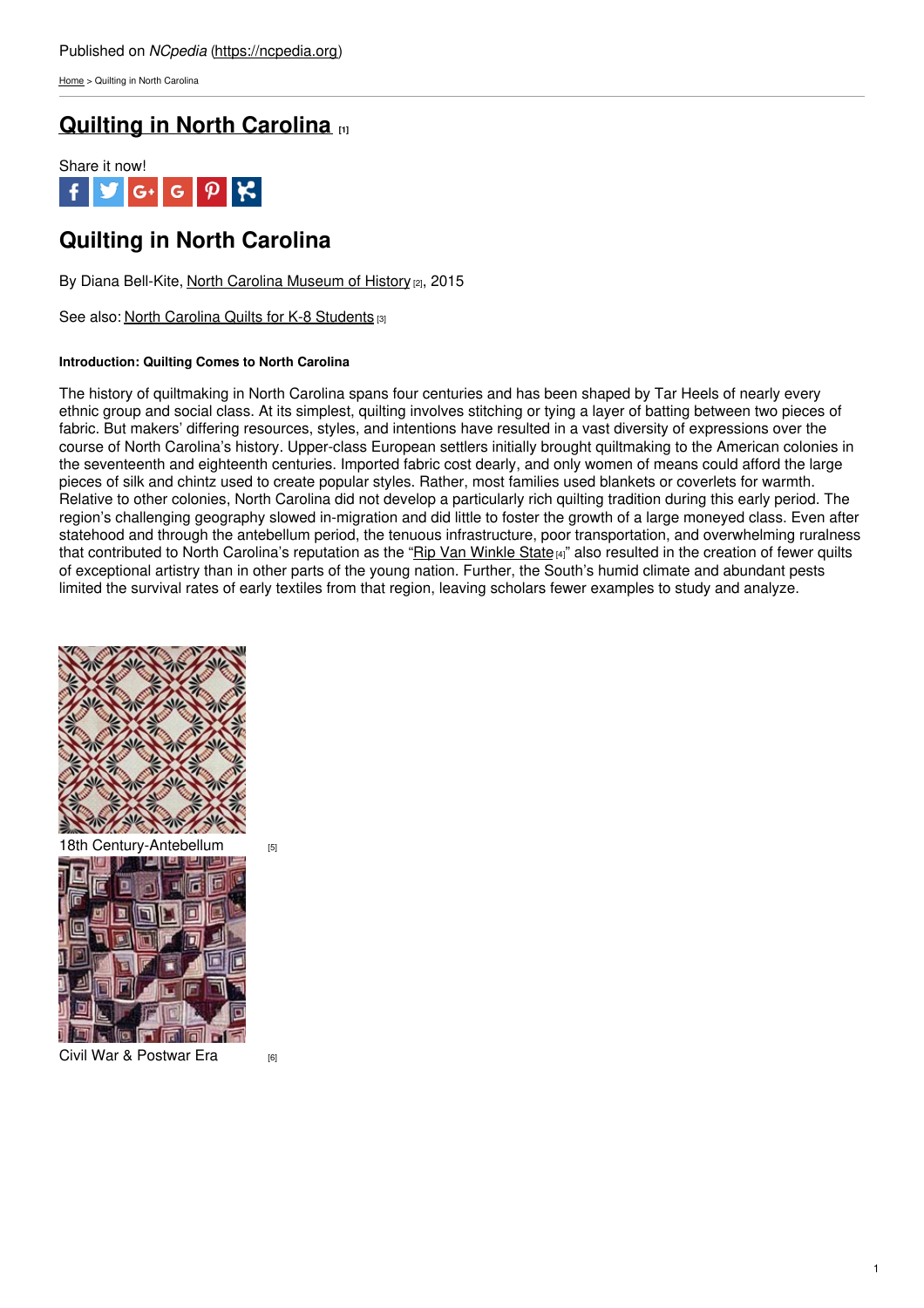Published on *NCpedia* (https://ncpedia.org)

Home > Quilting in North Carolina

# Quilting in North Carolina [1]

Share it now!

# Quilting in North Carolina

By Diana Bell-Kite, North Carolina Museum of History [2], 2015

See also: North Carolina Quilts for K-8 Students [3]

#### Introduction: Quilting Comes to North Carolina

The history of quiltmaking in North Carolina spans four centuries and has been shaped by Tar Heels of nearly every ethnic group and social class. At its simplest, quilting involves stitching or tying a layer of batting between two pieces of fabric. But makers' differing resources, styles, and intentions have resulted in a vast diversity of expressions over the course of North Carolina's history. Upper-class European settlers initially brought quiltmaking to the American colonies in the seventeenth and eighteenth centuries. Imported fabric cost dearly, and only women of means could afford the large pieces of silk and chintz used to create popular styles. Rather, most families used blankets or coverlets for warmth. Relative to other colonies, North Carolina did not develop a particularly rich quilting tradition during this early period. The region's challenging geography slowed in-migration and did little to foster the growth of a large moneyed class. Even after statehood and through the antebellum period, the tenuous infrastructure, poor transportation, and overwhelming ruralness that contributed to North Carolina's reputation as the "Rip Van Winkle State [4]" also resulted in the creation of fewer quilts of exceptional artistry than in other parts of the young nation. Further, the South's humid climate and abundant pests limited the survival rates of early textiles from that region, leaving scholars fewer examples to study and analyze.

18th Century-Antebellum [5]

Civil War & Postwar Era [6]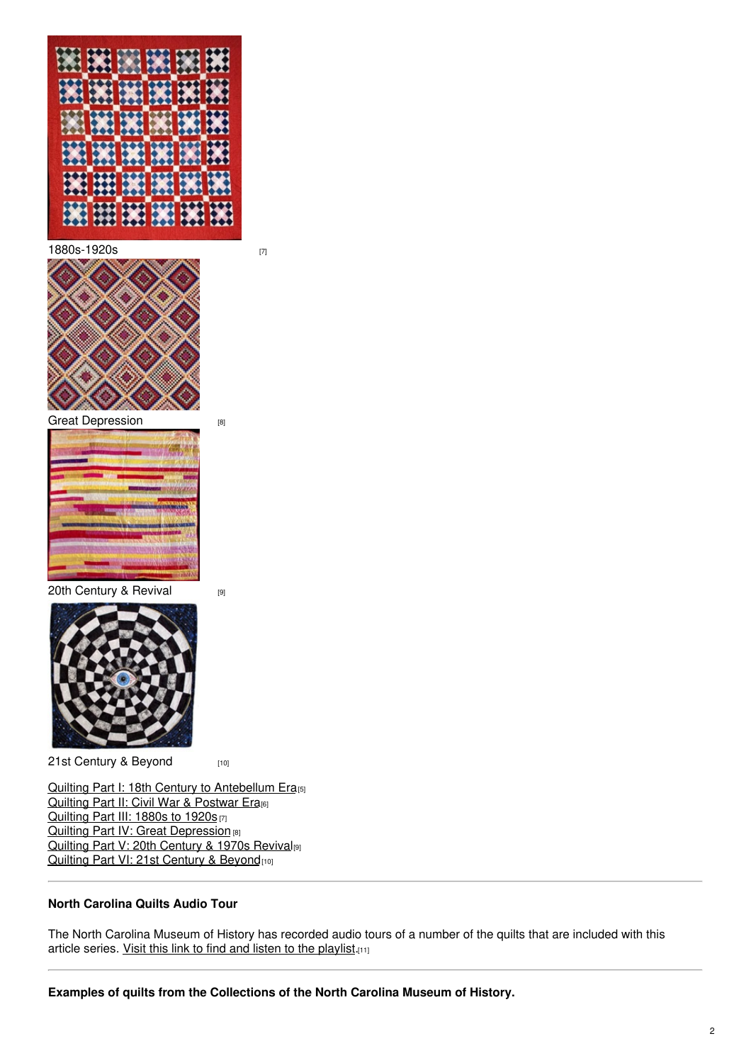1880s-1920s [7]

Great Depression [8]

20th Century & Revival [9]

21st Century & Beyond [10]

[Quilting Part I: 18th Century to Antebellum Era][5]
[Quilting Part II: Civil War & Postwar Era][6]
[Quilting Part III: 1880s to 1920s][7]
[Quilting Part IV: Great Depression][8]
[Quilting Part V: 20th Century & 1970s Revival][9]
[Quilting Part VI: 21st Century & Beyond][10]

---

**North Carolina Quilts Audio Tour**

The North Carolina Museum of History has recorded audio tours of a number of the quilts that are included with this article series. Visit this link to find and listen to the playlist.[11]

---

**Examples of quilts from the Collections of the North Carolina Museum of History.**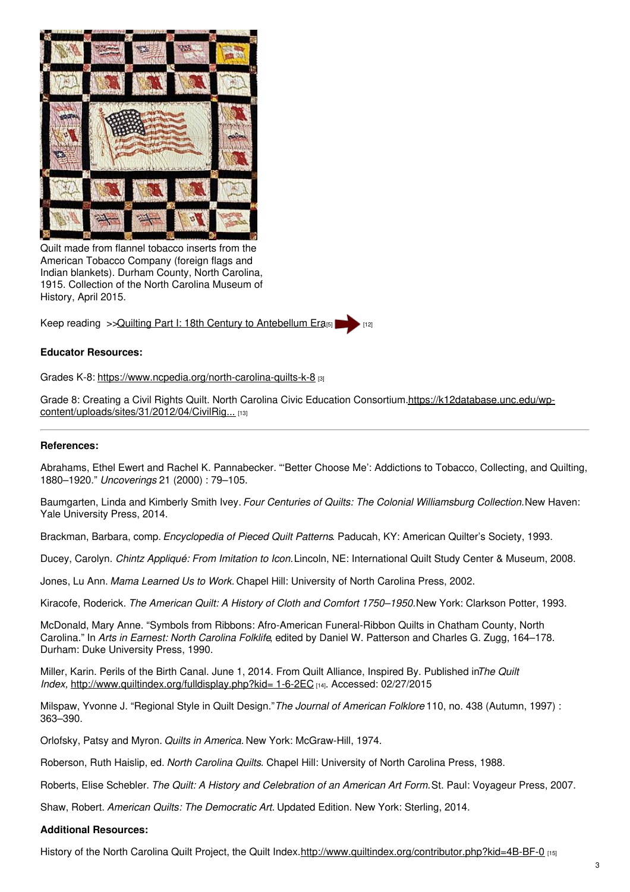Quilt made from flannel tobacco inserts from the American Tobacco Company (foreign flags and Indian blankets). Durham County, North Carolina, 1915. Collection of the North Carolina Museum of History, April 2015.

Keep reading >>Quilting Part I: 18th Century to Antebellum Era[5] [12]

**Educator Resources:**

Grades K-8: https://www.ncpedia.org/north-carolina-quilts-k-8 [3]

Grade 8: Creating a Civil Rights Quilt. North Carolina Civic Education Consortium.https://k12database.unc.edu/wp-content/uploads/sites/31/2012/04/CivilRig... [13]

---

**References:**

Abrahams, Ethel Ewert and Rachel K. Pannabecker. "'Better Choose Me': Addictions to Tobacco, Collecting, and Quilting, 1880–1920." *Uncoverings* 21 (2000) : 79–105.

Baumgarten, Linda and Kimberly Smith Ivey. *Four Centuries of Quilts: The Colonial Williamsburg Collection.* New Haven: Yale University Press, 2014.

Brackman, Barbara, comp. *Encyclopedia of Pieced Quilt Patterns*. Paducah, KY: American Quilter's Society, 1993.

Ducey, Carolyn. *Chintz Appliqué: From Imitation to Icon.* Lincoln, NE: International Quilt Study Center & Museum, 2008.

Jones, Lu Ann. *Mama Learned Us to Work.* Chapel Hill: University of North Carolina Press, 2002.

Kiracofe, Roderick. *The American Quilt: A History of Cloth and Comfort 1750–1950.* New York: Clarkson Potter, 1993.

McDonald, Mary Anne. "Symbols from Ribbons: Afro-American Funeral-Ribbon Quilts in Chatham County, North Carolina." In *Arts in Earnest: North Carolina Folklife*, edited by Daniel W. Patterson and Charles G. Zugg, 164–178. Durham: Duke University Press, 1990.

Miller, Karin. Perils of the Birth Canal. June 1, 2014. From Quilt Alliance, Inspired By. Published in *The Quilt Index,* http://www.quiltindex.org/fulldisplay.php?kid= 1-6-2EC [14]. Accessed: 02/27/2015

Milspaw, Yvonne J. "Regional Style in Quilt Design." *The Journal of American Folklore* 110, no. 438 (Autumn, 1997) : 363–390.

Orlofsky, Patsy and Myron. *Quilts in America.* New York: McGraw-Hill, 1974.

Roberson, Ruth Haislip, ed. *North Carolina Quilts*. Chapel Hill: University of North Carolina Press, 1988.

Roberts, Elise Schebler. *The Quilt: A History and Celebration of an American Art Form.* St. Paul: Voyageur Press, 2007.

Shaw, Robert. *American Quilts: The Democratic Art.* Updated Edition. New York: Sterling, 2014.

**Additional Resources:**

History of the North Carolina Quilt Project, the Quilt Index. http://www.quiltindex.org/contributor.php?kid=4B-BF-0 [15]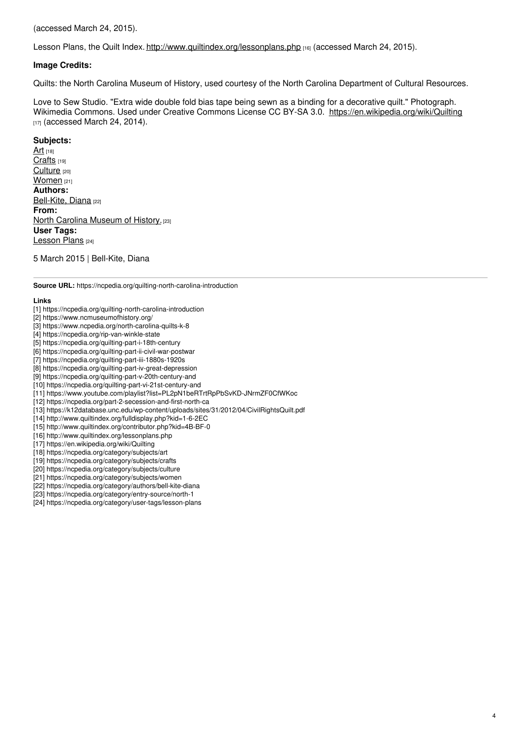(accessed March 24, 2015).

Lesson Plans, the Quilt Index. http://www.quiltindex.org/lessonplans.php [16] (accessed March 24, 2015).

**Image Credits:**

Quilts: the North Carolina Museum of History, used courtesy of the North Carolina Department of Cultural Resources.

Love to Sew Studio. "Extra wide double fold bias tape being sewn as a binding for a decorative quilt." Photograph. Wikimedia Commons. Used under Creative Commons License CC BY-SA 3.0. https://en.wikipedia.org/wiki/Quilting [17] (accessed March 24, 2014).

**Subjects:**
Art [18]
Crafts [19]
Culture [20]
Women [21]
**Authors:**
Bell-Kite, Diana [22]
**From:**
North Carolina Museum of History. [23]
**User Tags:**
Lesson Plans [24]

5 March 2015 | Bell-Kite, Diana

---

**Source URL:** https://ncpedia.org/quilting-north-carolina-introduction

**Links**
[1] https://ncpedia.org/quilting-north-carolina-introduction
[2] https://www.ncmuseumofhistory.org/
[3] https://www.ncpedia.org/north-carolina-quilts-k-8
[4] https://ncpedia.org/rip-van-winkle-state
[5] https://ncpedia.org/quilting-part-i-18th-century
[6] https://ncpedia.org/quilting-part-ii-civil-war-postwar
[7] https://ncpedia.org/quilting-part-iii-1880s-1920s
[8] https://ncpedia.org/quilting-part-iv-great-depression
[9] https://ncpedia.org/quilting-part-v-20th-century-and
[10] https://ncpedia.org/quilting-part-vi-21st-century-and
[11] https://www.youtube.com/playlist?list=PL2pN1beRTrtRpPbSvKD-JNrmZF0CfWKoc
[12] https://ncpedia.org/part-2-secession-and-first-north-ca
[13] https://k12database.unc.edu/wp-content/uploads/sites/31/2012/04/CivilRightsQuilt.pdf
[14] http://www.quiltindex.org/fulldisplay.php?kid=1-6-2EC
[15] http://www.quiltindex.org/contributor.php?kid=4B-BF-0
[16] http://www.quiltindex.org/lessonplans.php
[17] https://en.wikipedia.org/wiki/Quilting
[18] https://ncpedia.org/category/subjects/art
[19] https://ncpedia.org/category/subjects/crafts
[20] https://ncpedia.org/category/subjects/culture
[21] https://ncpedia.org/category/subjects/women
[22] https://ncpedia.org/category/authors/bell-kite-diana
[23] https://ncpedia.org/category/entry-source/north-1
[24] https://ncpedia.org/category/user-tags/lesson-plans